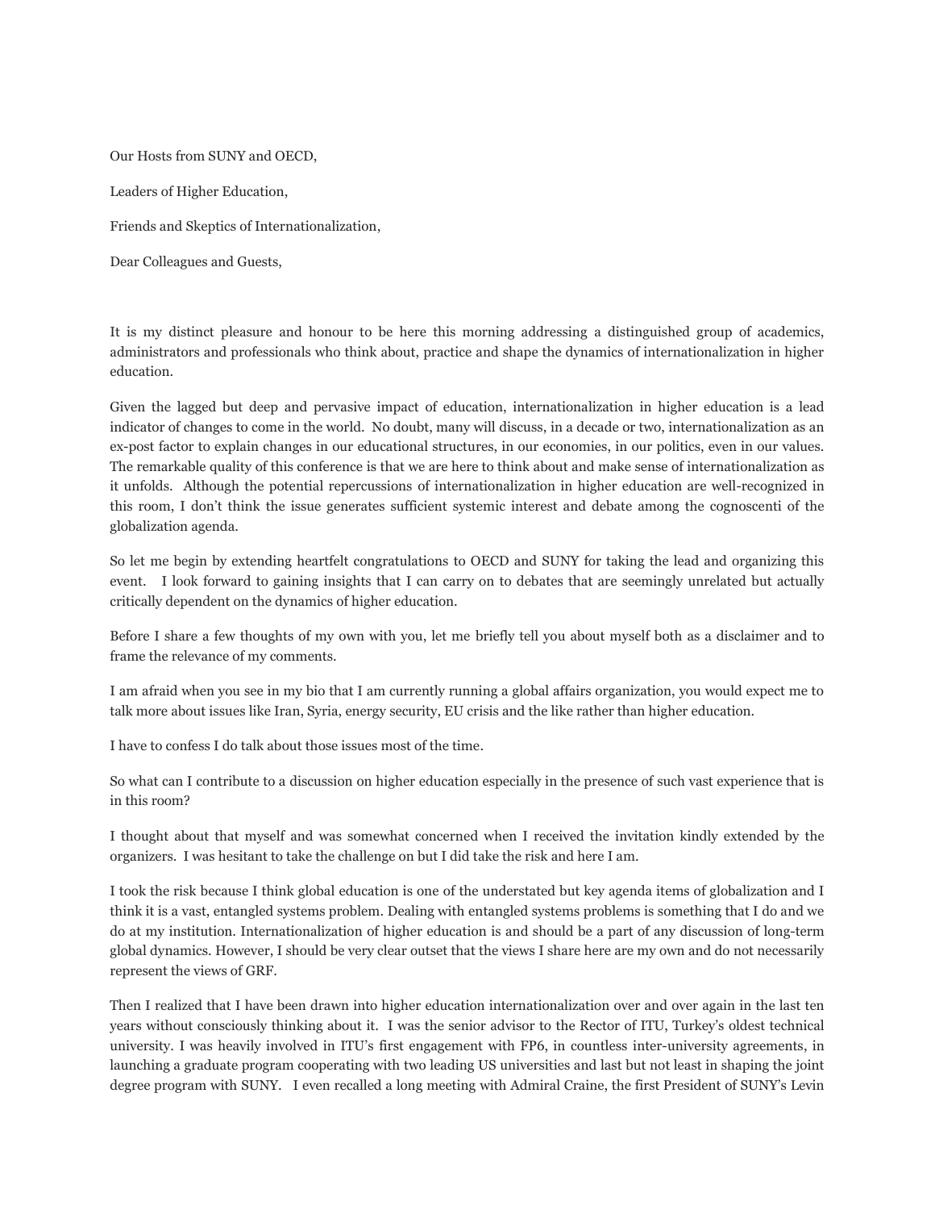Our Hosts from SUNY and OECD,

Leaders of Higher Education,

Friends and Skeptics of Internationalization,

Dear Colleagues and Guests,

It is my distinct pleasure and honour to be here this morning addressing a distinguished group of academics, administrators and professionals who think about, practice and shape the dynamics of internationalization in higher education.

Given the lagged but deep and pervasive impact of education, internationalization in higher education is a lead indicator of changes to come in the world. No doubt, many will discuss, in a decade or two, internationalization as an ex-post factor to explain changes in our educational structures, in our economies, in our politics, even in our values. The remarkable quality of this conference is that we are here to think about and make sense of internationalization as it unfolds. Although the potential repercussions of internationalization in higher education are well-recognized in this room, I don't think the issue generates sufficient systemic interest and debate among the cognoscenti of the globalization agenda.

So let me begin by extending heartfelt congratulations to OECD and SUNY for taking the lead and organizing this event. I look forward to gaining insights that I can carry on to debates that are seemingly unrelated but actually critically dependent on the dynamics of higher education.

Before I share a few thoughts of my own with you, let me briefly tell you about myself both as a disclaimer and to frame the relevance of my comments.

I am afraid when you see in my bio that I am currently running a global affairs organization, you would expect me to talk more about issues like Iran, Syria, energy security, EU crisis and the like rather than higher education.

I have to confess I do talk about those issues most of the time.

So what can I contribute to a discussion on higher education especially in the presence of such vast experience that is in this room?

I thought about that myself and was somewhat concerned when I received the invitation kindly extended by the organizers. I was hesitant to take the challenge on but I did take the risk and here I am.

I took the risk because I think global education is one of the understated but key agenda items of globalization and I think it is a vast, entangled systems problem. Dealing with entangled systems problems is something that I do and we do at my institution. Internationalization of higher education is and should be a part of any discussion of long-term global dynamics. However, I should be very clear outset that the views I share here are my own and do not necessarily represent the views of GRF.

Then I realized that I have been drawn into higher education internationalization over and over again in the last ten years without consciously thinking about it. I was the senior advisor to the Rector of ITU, Turkey's oldest technical university. I was heavily involved in ITU's first engagement with FP6, in countless inter-university agreements, in launching a graduate program cooperating with two leading US universities and last but not least in shaping the joint degree program with SUNY. I even recalled a long meeting with Admiral Craine, the first President of SUNY's Levin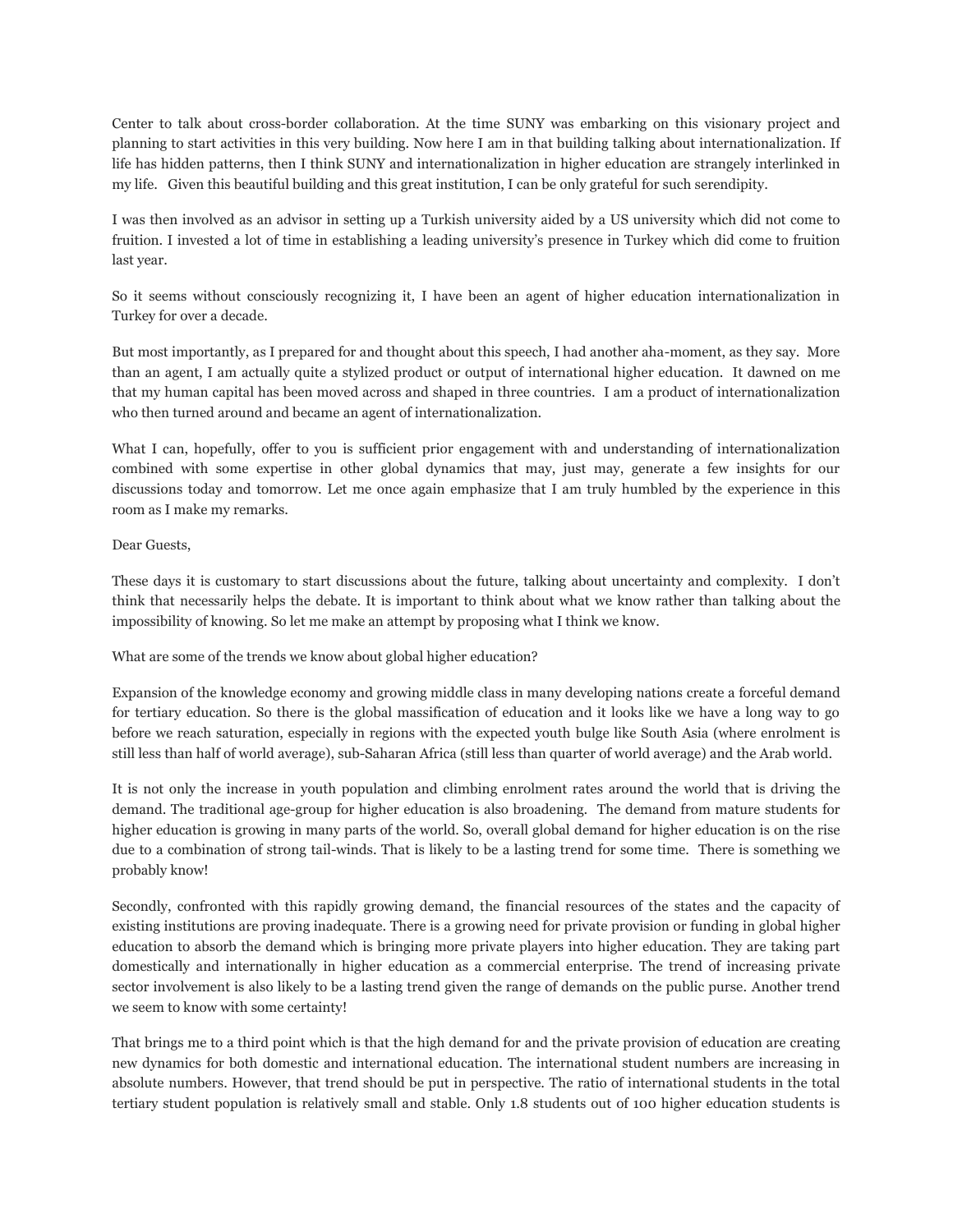Center to talk about cross-border collaboration. At the time SUNY was embarking on this visionary project and planning to start activities in this very building. Now here I am in that building talking about internationalization. If life has hidden patterns, then I think SUNY and internationalization in higher education are strangely interlinked in my life. Given this beautiful building and this great institution, I can be only grateful for such serendipity.

I was then involved as an advisor in setting up a Turkish university aided by a US university which did not come to fruition. I invested a lot of time in establishing a leading university's presence in Turkey which did come to fruition last year.

So it seems without consciously recognizing it, I have been an agent of higher education internationalization in Turkey for over a decade.

But most importantly, as I prepared for and thought about this speech, I had another aha-moment, as they say. More than an agent, I am actually quite a stylized product or output of international higher education. It dawned on me that my human capital has been moved across and shaped in three countries. I am a product of internationalization who then turned around and became an agent of internationalization.

What I can, hopefully, offer to you is sufficient prior engagement with and understanding of internationalization combined with some expertise in other global dynamics that may, just may, generate a few insights for our discussions today and tomorrow. Let me once again emphasize that I am truly humbled by the experience in this room as I make my remarks.

Dear Guests,

These days it is customary to start discussions about the future, talking about uncertainty and complexity. I don't think that necessarily helps the debate. It is important to think about what we know rather than talking about the impossibility of knowing. So let me make an attempt by proposing what I think we know.

What are some of the trends we know about global higher education?

Expansion of the knowledge economy and growing middle class in many developing nations create a forceful demand for tertiary education. So there is the global massification of education and it looks like we have a long way to go before we reach saturation, especially in regions with the expected youth bulge like South Asia (where enrolment is still less than half of world average), sub-Saharan Africa (still less than quarter of world average) and the Arab world.

It is not only the increase in youth population and climbing enrolment rates around the world that is driving the demand. The traditional age-group for higher education is also broadening. The demand from mature students for higher education is growing in many parts of the world. So, overall global demand for higher education is on the rise due to a combination of strong tail-winds. That is likely to be a lasting trend for some time. There is something we probably know!

Secondly, confronted with this rapidly growing demand, the financial resources of the states and the capacity of existing institutions are proving inadequate. There is a growing need for private provision or funding in global higher education to absorb the demand which is bringing more private players into higher education. They are taking part domestically and internationally in higher education as a commercial enterprise. The trend of increasing private sector involvement is also likely to be a lasting trend given the range of demands on the public purse. Another trend we seem to know with some certainty!

That brings me to a third point which is that the high demand for and the private provision of education are creating new dynamics for both domestic and international education. The international student numbers are increasing in absolute numbers. However, that trend should be put in perspective. The ratio of international students in the total tertiary student population is relatively small and stable. Only 1.8 students out of 100 higher education students is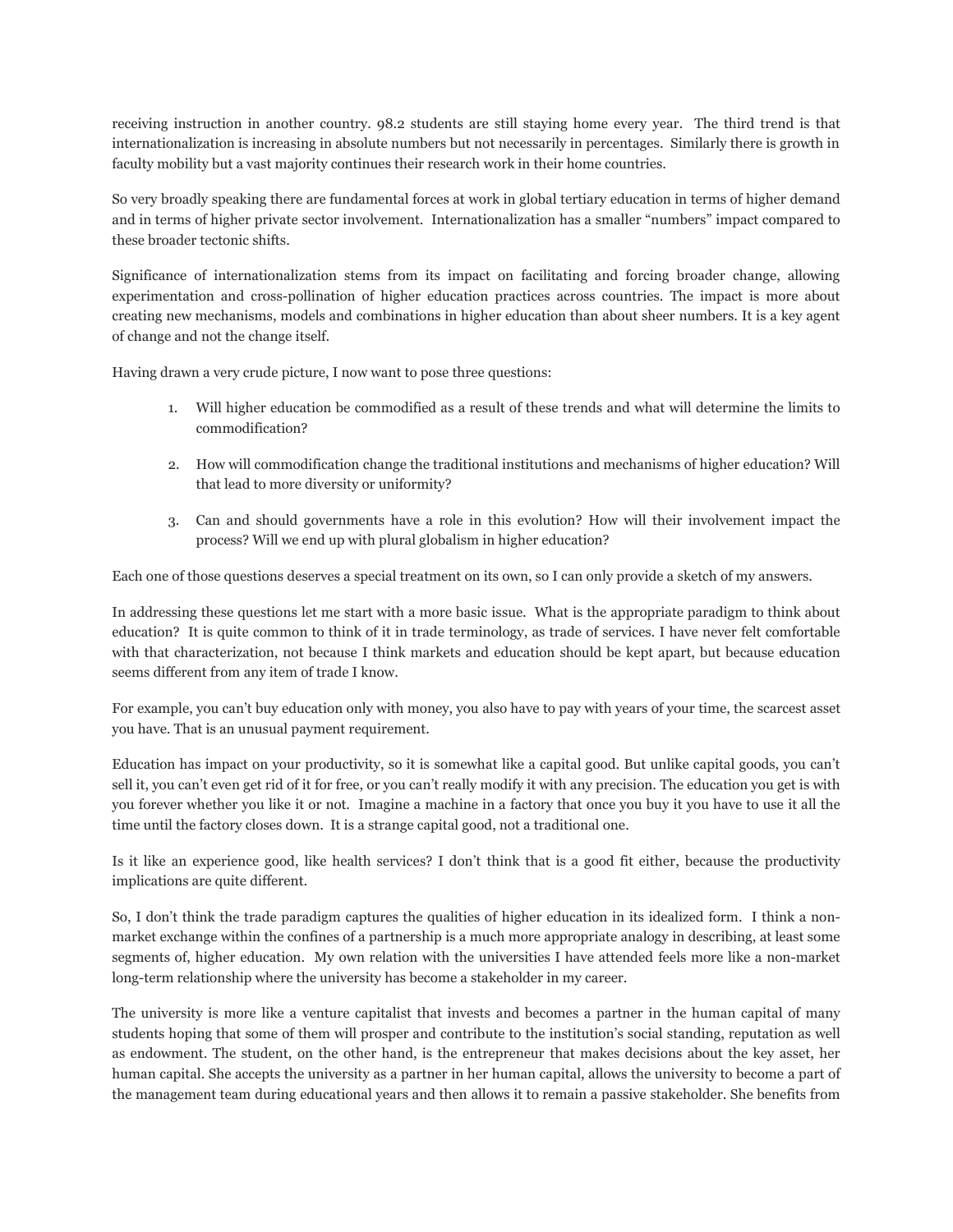receiving instruction in another country. 98.2 students are still staying home every year. The third trend is that internationalization is increasing in absolute numbers but not necessarily in percentages. Similarly there is growth in faculty mobility but a vast majority continues their research work in their home countries.

So very broadly speaking there are fundamental forces at work in global tertiary education in terms of higher demand and in terms of higher private sector involvement. Internationalization has a smaller "numbers" impact compared to these broader tectonic shifts.

Significance of internationalization stems from its impact on facilitating and forcing broader change, allowing experimentation and cross-pollination of higher education practices across countries. The impact is more about creating new mechanisms, models and combinations in higher education than about sheer numbers. It is a key agent of change and not the change itself.

Having drawn a very crude picture, I now want to pose three questions:

1. Will higher education be commodified as a result of these trends and what will determine the limits to commodification?

2. How will commodification change the traditional institutions and mechanisms of higher education? Will that lead to more diversity or uniformity?

3. Can and should governments have a role in this evolution? How will their involvement impact the process? Will we end up with plural globalism in higher education?

Each one of those questions deserves a special treatment on its own, so I can only provide a sketch of my answers.

In addressing these questions let me start with a more basic issue. What is the appropriate paradigm to think about education? It is quite common to think of it in trade terminology, as trade of services. I have never felt comfortable with that characterization, not because I think markets and education should be kept apart, but because education seems different from any item of trade I know.

For example, you can't buy education only with money, you also have to pay with years of your time, the scarcest asset you have. That is an unusual payment requirement.

Education has impact on your productivity, so it is somewhat like a capital good. But unlike capital goods, you can't sell it, you can't even get rid of it for free, or you can't really modify it with any precision. The education you get is with you forever whether you like it or not. Imagine a machine in a factory that once you buy it you have to use it all the time until the factory closes down. It is a strange capital good, not a traditional one.

Is it like an experience good, like health services? I don't think that is a good fit either, because the productivity implications are quite different.

So, I don't think the trade paradigm captures the qualities of higher education in its idealized form. I think a non-market exchange within the confines of a partnership is a much more appropriate analogy in describing, at least some segments of, higher education. My own relation with the universities I have attended feels more like a non-market long-term relationship where the university has become a stakeholder in my career.

The university is more like a venture capitalist that invests and becomes a partner in the human capital of many students hoping that some of them will prosper and contribute to the institution's social standing, reputation as well as endowment. The student, on the other hand, is the entrepreneur that makes decisions about the key asset, her human capital. She accepts the university as a partner in her human capital, allows the university to become a part of the management team during educational years and then allows it to remain a passive stakeholder. She benefits from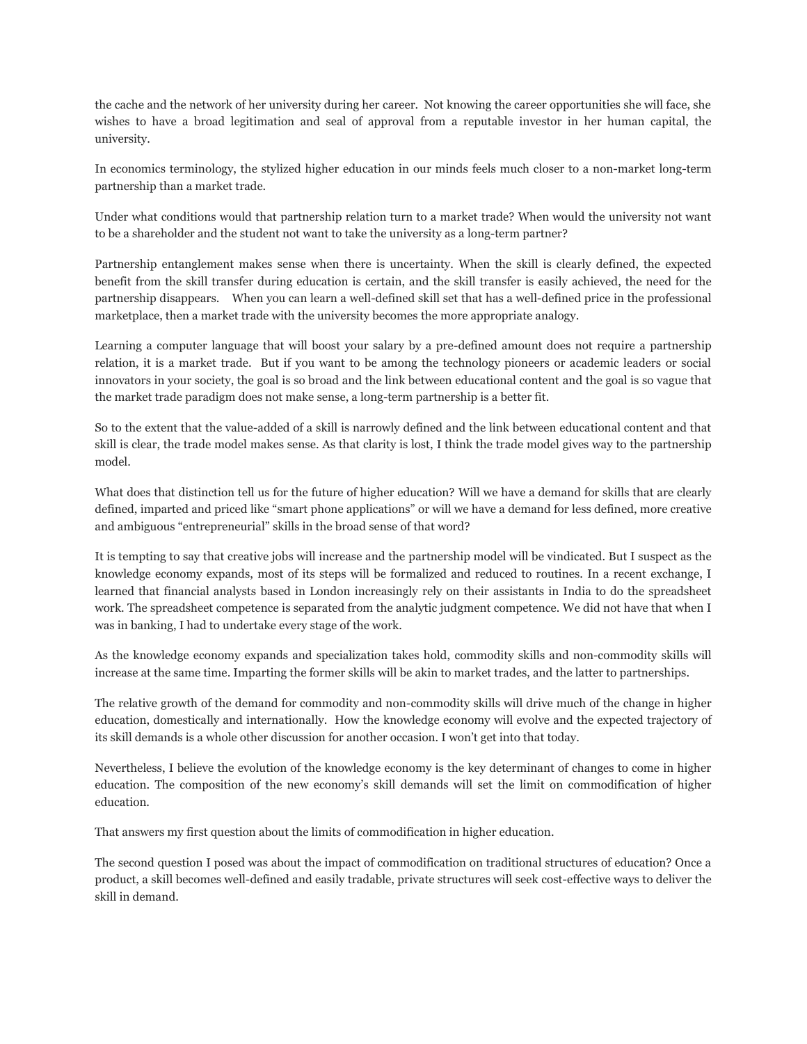the cache and the network of her university during her career. Not knowing the career opportunities she will face, she wishes to have a broad legitimation and seal of approval from a reputable investor in her human capital, the university.

In economics terminology, the stylized higher education in our minds feels much closer to a non-market long-term partnership than a market trade.

Under what conditions would that partnership relation turn to a market trade? When would the university not want to be a shareholder and the student not want to take the university as a long-term partner?

Partnership entanglement makes sense when there is uncertainty. When the skill is clearly defined, the expected benefit from the skill transfer during education is certain, and the skill transfer is easily achieved, the need for the partnership disappears. When you can learn a well-defined skill set that has a well-defined price in the professional marketplace, then a market trade with the university becomes the more appropriate analogy.

Learning a computer language that will boost your salary by a pre-defined amount does not require a partnership relation, it is a market trade. But if you want to be among the technology pioneers or academic leaders or social innovators in your society, the goal is so broad and the link between educational content and the goal is so vague that the market trade paradigm does not make sense, a long-term partnership is a better fit.

So to the extent that the value-added of a skill is narrowly defined and the link between educational content and that skill is clear, the trade model makes sense. As that clarity is lost, I think the trade model gives way to the partnership model.

What does that distinction tell us for the future of higher education? Will we have a demand for skills that are clearly defined, imparted and priced like "smart phone applications" or will we have a demand for less defined, more creative and ambiguous "entrepreneurial" skills in the broad sense of that word?

It is tempting to say that creative jobs will increase and the partnership model will be vindicated. But I suspect as the knowledge economy expands, most of its steps will be formalized and reduced to routines. In a recent exchange, I learned that financial analysts based in London increasingly rely on their assistants in India to do the spreadsheet work. The spreadsheet competence is separated from the analytic judgment competence. We did not have that when I was in banking, I had to undertake every stage of the work.

As the knowledge economy expands and specialization takes hold, commodity skills and non-commodity skills will increase at the same time. Imparting the former skills will be akin to market trades, and the latter to partnerships.

The relative growth of the demand for commodity and non-commodity skills will drive much of the change in higher education, domestically and internationally. How the knowledge economy will evolve and the expected trajectory of its skill demands is a whole other discussion for another occasion. I won't get into that today.

Nevertheless, I believe the evolution of the knowledge economy is the key determinant of changes to come in higher education. The composition of the new economy's skill demands will set the limit on commodification of higher education.

That answers my first question about the limits of commodification in higher education.

The second question I posed was about the impact of commodification on traditional structures of education? Once a product, a skill becomes well-defined and easily tradable, private structures will seek cost-effective ways to deliver the skill in demand.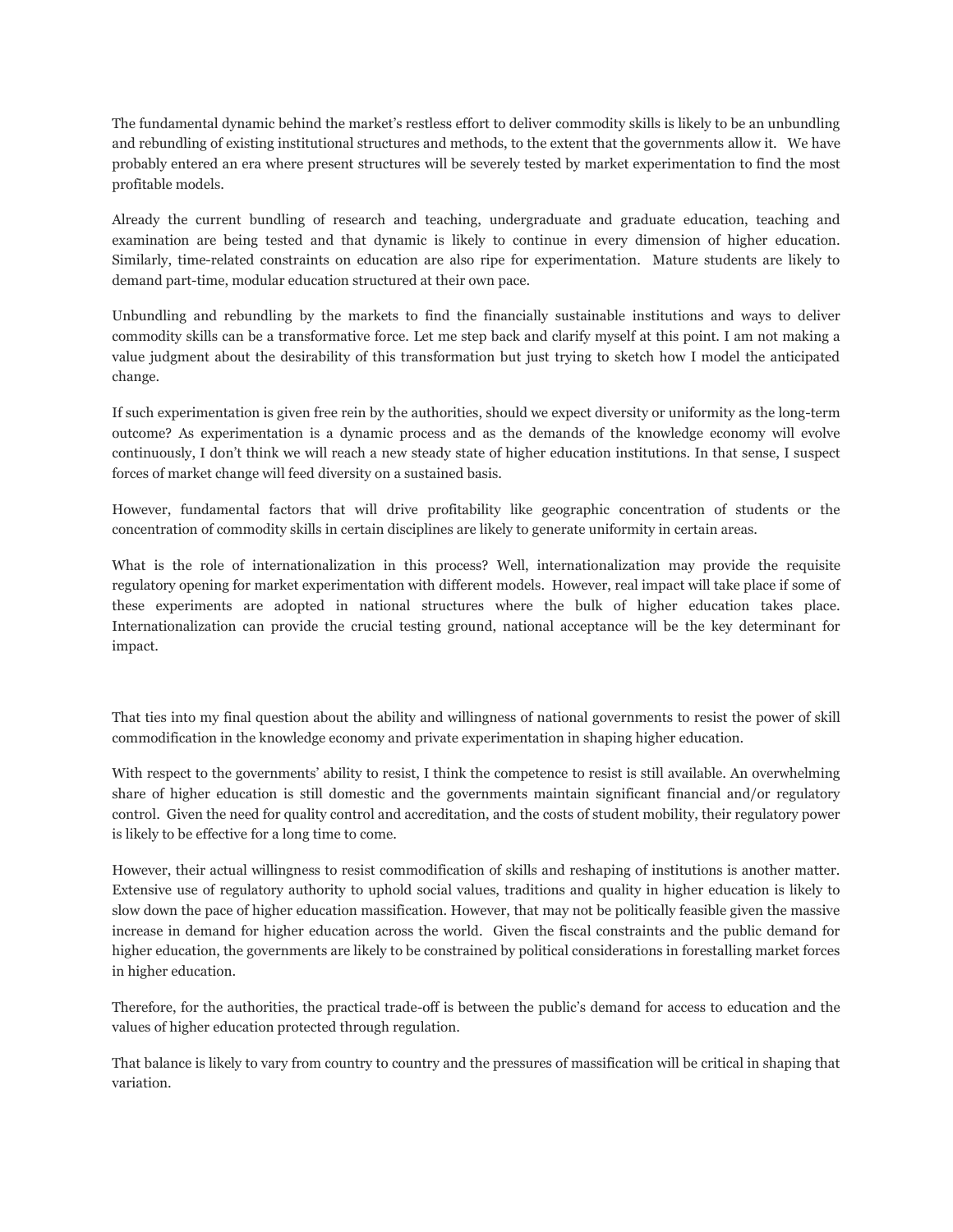The fundamental dynamic behind the market's restless effort to deliver commodity skills is likely to be an unbundling and rebundling of existing institutional structures and methods, to the extent that the governments allow it. We have probably entered an era where present structures will be severely tested by market experimentation to find the most profitable models.

Already the current bundling of research and teaching, undergraduate and graduate education, teaching and examination are being tested and that dynamic is likely to continue in every dimension of higher education. Similarly, time-related constraints on education are also ripe for experimentation. Mature students are likely to demand part-time, modular education structured at their own pace.

Unbundling and rebundling by the markets to find the financially sustainable institutions and ways to deliver commodity skills can be a transformative force. Let me step back and clarify myself at this point. I am not making a value judgment about the desirability of this transformation but just trying to sketch how I model the anticipated change.

If such experimentation is given free rein by the authorities, should we expect diversity or uniformity as the long-term outcome? As experimentation is a dynamic process and as the demands of the knowledge economy will evolve continuously, I don't think we will reach a new steady state of higher education institutions. In that sense, I suspect forces of market change will feed diversity on a sustained basis.

However, fundamental factors that will drive profitability like geographic concentration of students or the concentration of commodity skills in certain disciplines are likely to generate uniformity in certain areas.

What is the role of internationalization in this process? Well, internationalization may provide the requisite regulatory opening for market experimentation with different models. However, real impact will take place if some of these experiments are adopted in national structures where the bulk of higher education takes place. Internationalization can provide the crucial testing ground, national acceptance will be the key determinant for impact.

That ties into my final question about the ability and willingness of national governments to resist the power of skill commodification in the knowledge economy and private experimentation in shaping higher education.

With respect to the governments' ability to resist, I think the competence to resist is still available. An overwhelming share of higher education is still domestic and the governments maintain significant financial and/or regulatory control. Given the need for quality control and accreditation, and the costs of student mobility, their regulatory power is likely to be effective for a long time to come.

However, their actual willingness to resist commodification of skills and reshaping of institutions is another matter. Extensive use of regulatory authority to uphold social values, traditions and quality in higher education is likely to slow down the pace of higher education massification. However, that may not be politically feasible given the massive increase in demand for higher education across the world. Given the fiscal constraints and the public demand for higher education, the governments are likely to be constrained by political considerations in forestalling market forces in higher education.

Therefore, for the authorities, the practical trade-off is between the public's demand for access to education and the values of higher education protected through regulation.

That balance is likely to vary from country to country and the pressures of massification will be critical in shaping that variation.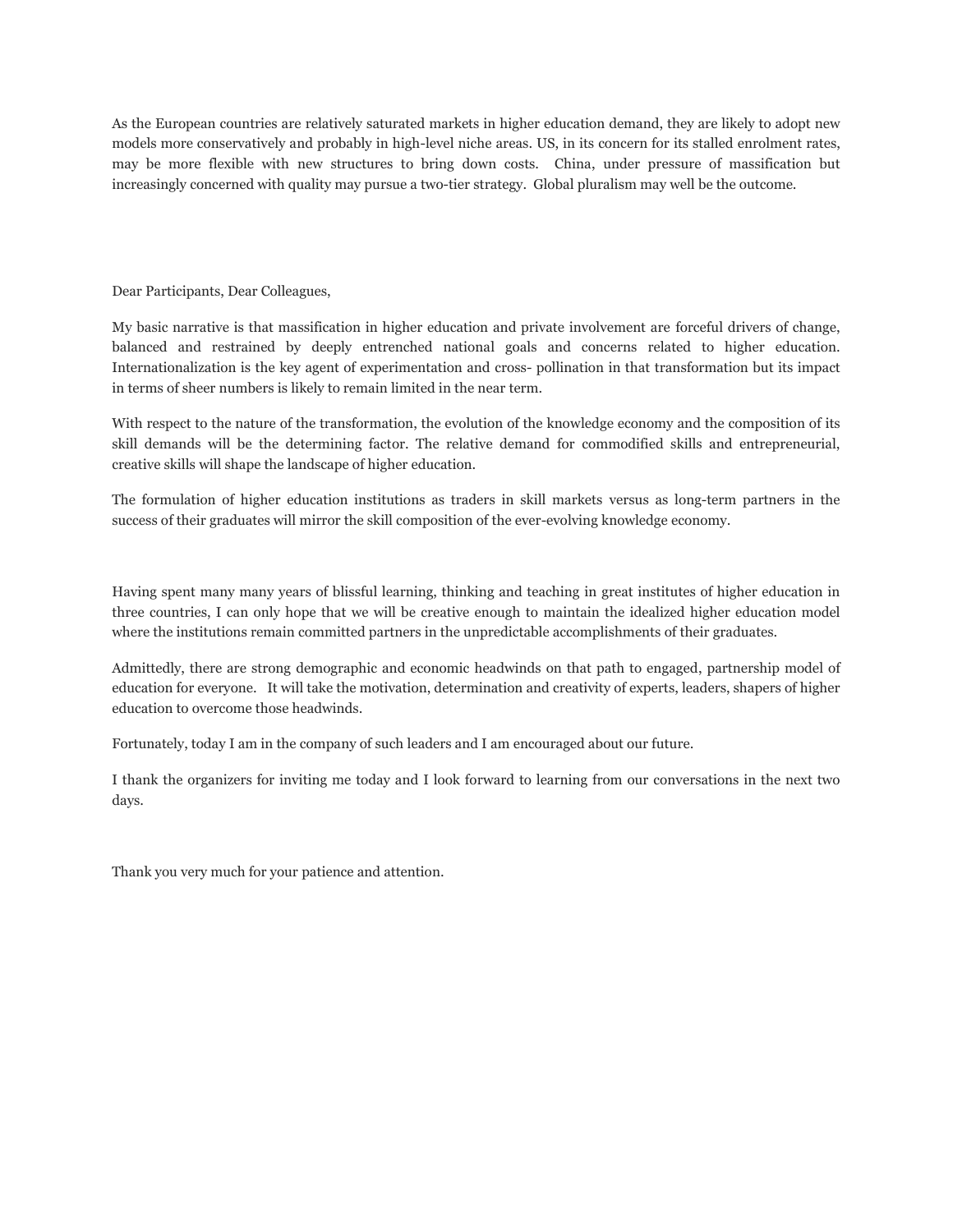As the European countries are relatively saturated markets in higher education demand, they are likely to adopt new models more conservatively and probably in high-level niche areas. US, in its concern for its stalled enrolment rates, may be more flexible with new structures to bring down costs. China, under pressure of massification but increasingly concerned with quality may pursue a two-tier strategy. Global pluralism may well be the outcome.

Dear Participants, Dear Colleagues,

My basic narrative is that massification in higher education and private involvement are forceful drivers of change, balanced and restrained by deeply entrenched national goals and concerns related to higher education. Internationalization is the key agent of experimentation and cross- pollination in that transformation but its impact in terms of sheer numbers is likely to remain limited in the near term.

With respect to the nature of the transformation, the evolution of the knowledge economy and the composition of its skill demands will be the determining factor. The relative demand for commodified skills and entrepreneurial, creative skills will shape the landscape of higher education.

The formulation of higher education institutions as traders in skill markets versus as long-term partners in the success of their graduates will mirror the skill composition of the ever-evolving knowledge economy.

Having spent many many years of blissful learning, thinking and teaching in great institutes of higher education in three countries, I can only hope that we will be creative enough to maintain the idealized higher education model where the institutions remain committed partners in the unpredictable accomplishments of their graduates.

Admittedly, there are strong demographic and economic headwinds on that path to engaged, partnership model of education for everyone. It will take the motivation, determination and creativity of experts, leaders, shapers of higher education to overcome those headwinds.

Fortunately, today I am in the company of such leaders and I am encouraged about our future.

I thank the organizers for inviting me today and I look forward to learning from our conversations in the next two days.

Thank you very much for your patience and attention.